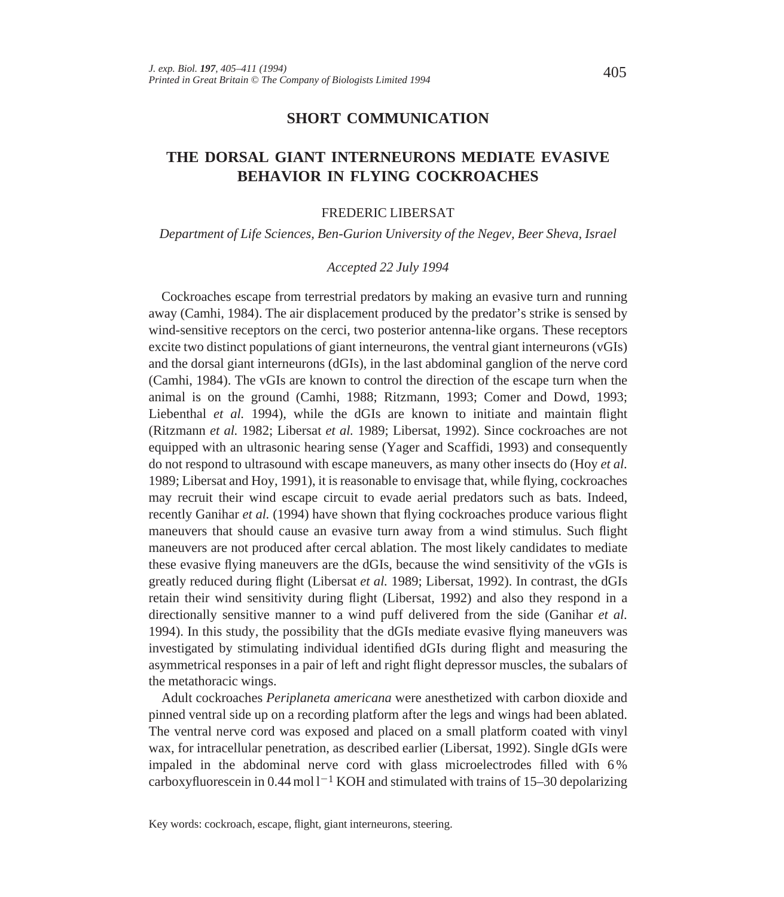**SHORT COMMUNICATION**

# THE DORSAL GIANT INTERNEURONS MEDIATE EVASIVE BEHAVIOR IN FLYING COCKROACHES

FREDERIC LIBERSAT

*Department of Life Sciences, Ben-Gurion University of the Negev, Beer Sheva, Israel*

*Accepted 22 July 1994*

Cockroaches escape from terrestrial predators by making an evasive turn and running away (Camhi, 1984). The air displacement produced by the predator's strike is sensed by wind-sensitive receptors on the cerci, two posterior antenna-like organs. These receptors excite two distinct populations of giant interneurons, the ventral giant interneurons (vGIs) and the dorsal giant interneurons (dGIs), in the last abdominal ganglion of the nerve cord (Camhi, 1984). The vGIs are known to control the direction of the escape turn when the animal is on the ground (Camhi, 1988; Ritzmann, 1993; Comer and Dowd, 1993; Liebenthal *et al.* 1994), while the dGIs are known to initiate and maintain flight (Ritzmann *et al.* 1982; Libersat *et al.* 1989; Libersat, 1992). Since cockroaches are not equipped with an ultrasonic hearing sense (Yager and Scaffidi, 1993) and consequently do not respond to ultrasound with escape maneuvers, as many other insects do (Hoy *et al.* 1989; Libersat and Hoy, 1991), it is reasonable to envisage that, while flying, cockroaches may recruit their wind escape circuit to evade aerial predators such as bats. Indeed, recently Ganihar *et al.* (1994) have shown that flying cockroaches produce various flight maneuvers that should cause an evasive turn away from a wind stimulus. Such flight maneuvers are not produced after cercal ablation. The most likely candidates to mediate these evasive flying maneuvers are the dGIs, because the wind sensitivity of the vGIs is greatly reduced during flight (Libersat *et al.* 1989; Libersat, 1992). In contrast, the dGIs retain their wind sensitivity during flight (Libersat, 1992) and also they respond in a directionally sensitive manner to a wind puff delivered from the side (Ganihar *et al.* 1994). In this study, the possibility that the dGIs mediate evasive flying maneuvers was investigated by stimulating individual identified dGIs during flight and measuring the asymmetrical responses in a pair of left and right flight depressor muscles, the subalars of the metathoracic wings.

Adult cockroaches *Periplaneta americana* were anesthetized with carbon dioxide and pinned ventral side up on a recording platform after the legs and wings had been ablated. The ventral nerve cord was exposed and placed on a small platform coated with vinyl wax, for intracellular penetration, as described earlier (Libersat, 1992). Single dGIs were impaled in the abdominal nerve cord with glass microelectrodes filled with 6% carboxyfluorescein in 0.44 mol $l^{-1}$ KOH and stimulated with trains of 15–30 depolarizing

Key words: cockroach, escape, flight, giant interneurons, steering.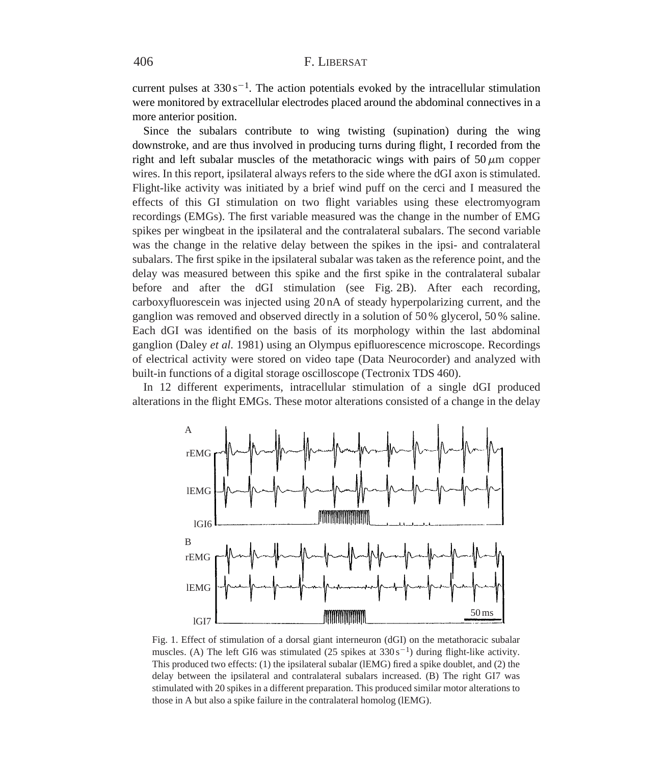current pulses at $330\,s^{-1}$. The action potentials evoked by the intracellular stimulation were monitored by extracellular electrodes placed around the abdominal connectives in a more anterior position.

Since the subalars contribute to wing twisting (supination) during the wing downstroke, and are thus involved in producing turns during flight, I recorded from the right and left subalar muscles of the metathoracic wings with pairs of $50\,\mu m$ copper wires. In this report, ipsilateral always refers to the side where the dGI axon is stimulated. Flight-like activity was initiated by a brief wind puff on the cerci and I measured the effects of this GI stimulation on two flight variables using these electromyogram recordings (EMGs). The first variable measured was the change in the number of EMG spikes per wingbeat in the ipsilateral and the contralateral subalars. The second variable was the change in the relative delay between the spikes in the ipsi- and contralateral subalars. The first spike in the ipsilateral subalar was taken as the reference point, and the delay was measured between this spike and the first spike in the contralateral subalar before and after the dGI stimulation (see Fig. 2B). After each recording, carboxyfluorescein was injected using 20 nA of steady hyperpolarizing current, and the ganglion was removed and observed directly in a solution of 50 % glycerol, 50 % saline. Each dGI was identified on the basis of its morphology within the last abdominal ganglion (Daley *et al.* 1981) using an Olympus epifluorescence microscope. Recordings of electrical activity were stored on video tape (Data Neurocorder) and analyzed with built-in functions of a digital storage oscilloscope (Tectronix TDS 460).

In 12 different experiments, intracellular stimulation of a single dGI produced alterations in the flight EMGs. These motor alterations consisted of a change in the delay

Fig. 1. Effect of stimulation of a dorsal giant interneuron (dGI) on the metathoracic subalar muscles. (A) The left GI6 was stimulated (25 spikes at $330\,s^{-1}$) during flight-like activity. This produced two effects: (1) the ipsilateral subalar (lEMG) fired a spike doublet, and (2) the delay between the ipsilateral and contralateral subalars increased. (B) The right GI7 was stimulated with 20 spikes in a different preparation. This produced similar motor alterations to those in A but also a spike failure in the contralateral homolog (lEMG).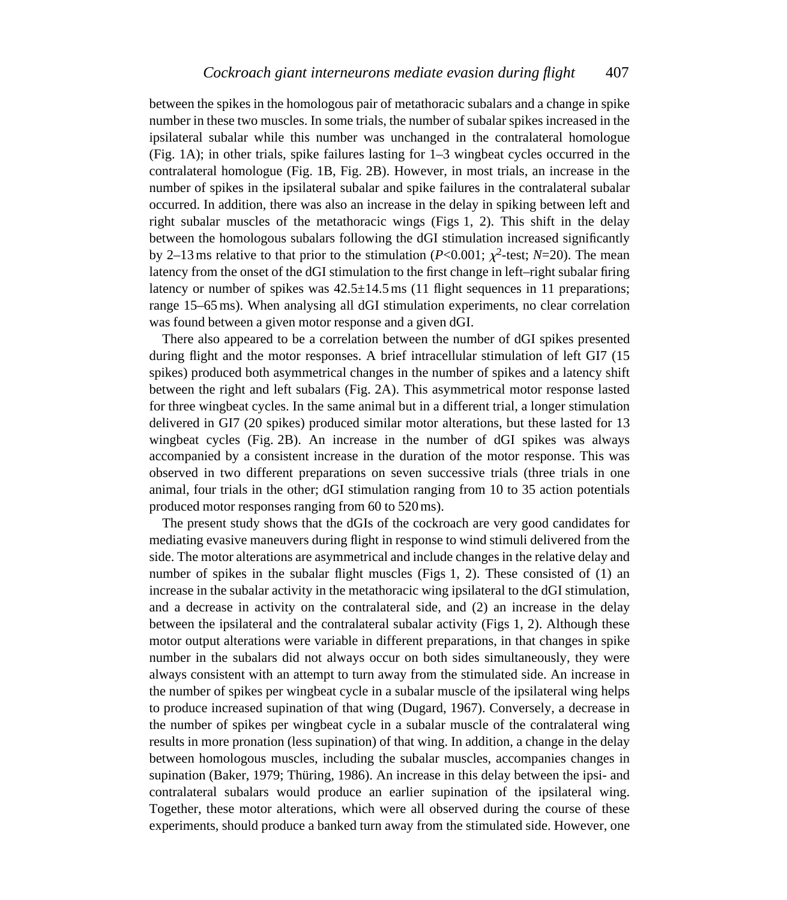between the spikes in the homologous pair of metathoracic subalars and a change in spike number in these two muscles. In some trials, the number of subalar spikes increased in the ipsilateral subalar while this number was unchanged in the contralateral homologue (Fig. 1A); in other trials, spike failures lasting for 1–3 wingbeat cycles occurred in the contralateral homologue (Fig. 1B, Fig. 2B). However, in most trials, an increase in the number of spikes in the ipsilateral subalar and spike failures in the contralateral subalar occurred. In addition, there was also an increase in the delay in spiking between left and right subalar muscles of the metathoracic wings (Figs 1, 2). This shift in the delay between the homologous subalars following the dGI stimulation increased significantly by 2–13 ms relative to that prior to the stimulation ($P<0.001$; $\chi^2$-test; $N=20$). The mean latency from the onset of the dGI stimulation to the first change in left–right subalar firing latency or number of spikes was 42.5±14.5 ms (11 flight sequences in 11 preparations; range 15–65 ms). When analysing all dGI stimulation experiments, no clear correlation was found between a given motor response and a given dGI.

There also appeared to be a correlation between the number of dGI spikes presented during flight and the motor responses. A brief intracellular stimulation of left GI7 (15 spikes) produced both asymmetrical changes in the number of spikes and a latency shift between the right and left subalars (Fig. 2A). This asymmetrical motor response lasted for three wingbeat cycles. In the same animal but in a different trial, a longer stimulation delivered in GI7 (20 spikes) produced similar motor alterations, but these lasted for 13 wingbeat cycles (Fig. 2B). An increase in the number of dGI spikes was always accompanied by a consistent increase in the duration of the motor response. This was observed in two different preparations on seven successive trials (three trials in one animal, four trials in the other; dGI stimulation ranging from 10 to 35 action potentials produced motor responses ranging from 60 to 520 ms).

The present study shows that the dGIs of the cockroach are very good candidates for mediating evasive maneuvers during flight in response to wind stimuli delivered from the side. The motor alterations are asymmetrical and include changes in the relative delay and number of spikes in the subalar flight muscles (Figs 1, 2). These consisted of (1) an increase in the subalar activity in the metathoracic wing ipsilateral to the dGI stimulation, and a decrease in activity on the contralateral side, and (2) an increase in the delay between the ipsilateral and the contralateral subalar activity (Figs 1, 2). Although these motor output alterations were variable in different preparations, in that changes in spike number in the subalars did not always occur on both sides simultaneously, they were always consistent with an attempt to turn away from the stimulated side. An increase in the number of spikes per wingbeat cycle in a subalar muscle of the ipsilateral wing helps to produce increased supination of that wing (Dugard, 1967). Conversely, a decrease in the number of spikes per wingbeat cycle in a subalar muscle of the contralateral wing results in more pronation (less supination) of that wing. In addition, a change in the delay between homologous muscles, including the subalar muscles, accompanies changes in supination (Baker, 1979; Thüring, 1986). An increase in this delay between the ipsi- and contralateral subalars would produce an earlier supination of the ipsilateral wing. Together, these motor alterations, which were all observed during the course of these experiments, should produce a banked turn away from the stimulated side. However, one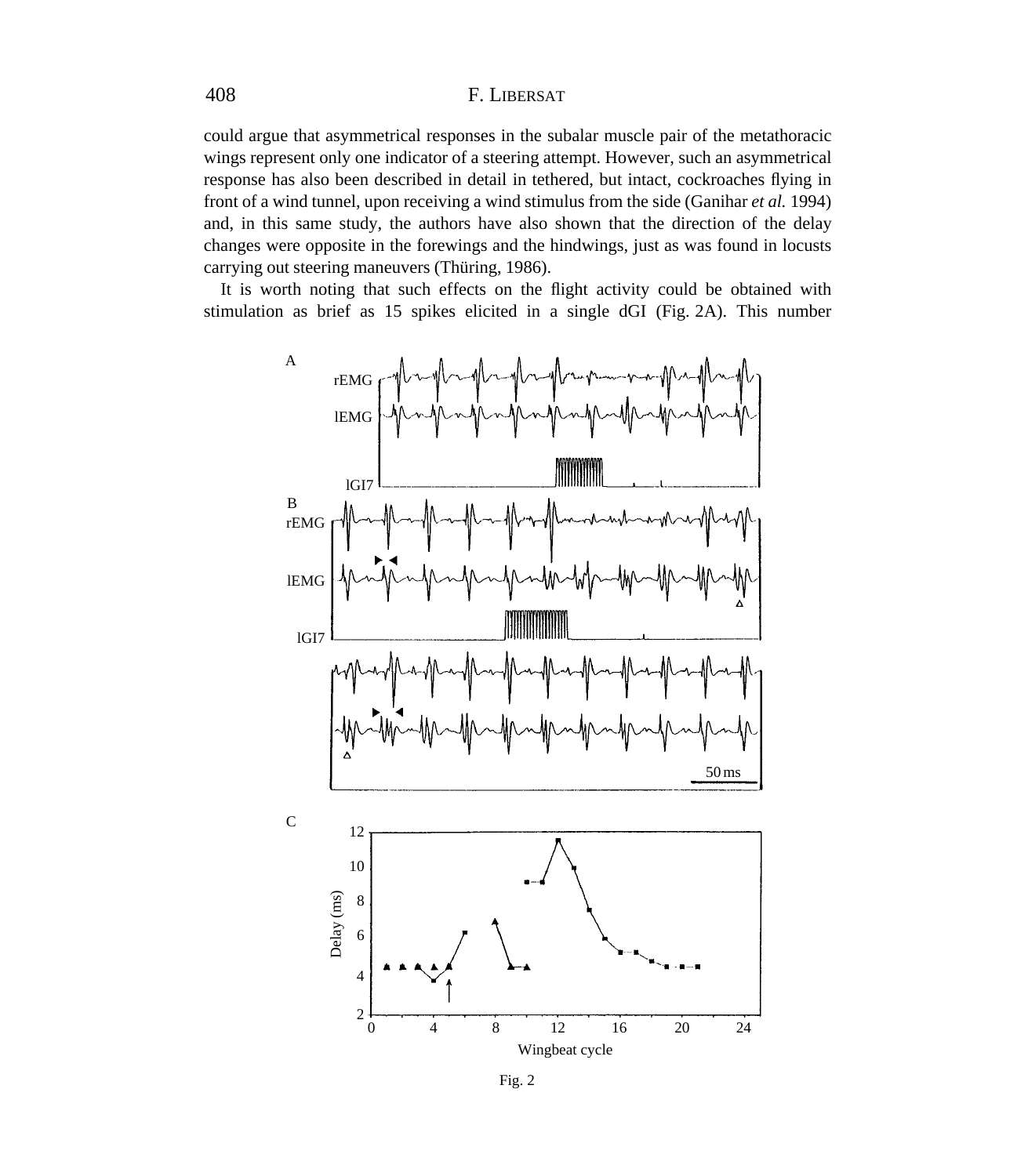could argue that asymmetrical responses in the subalar muscle pair of the metathoracic wings represent only one indicator of a steering attempt. However, such an asymmetrical response has also been described in detail in tethered, but intact, cockroaches flying in front of a wind tunnel, upon receiving a wind stimulus from the side (Ganihar *et al.* 1994) and, in this same study, the authors have also shown that the direction of the delay changes were opposite in the forewings and the hindwings, just as was found in locusts carrying out steering maneuvers (Thüring, 1986).

It is worth noting that such effects on the flight activity could be obtained with stimulation as brief as 15 spikes elicited in a single dGI (Fig. 2A). This number

Fig. 2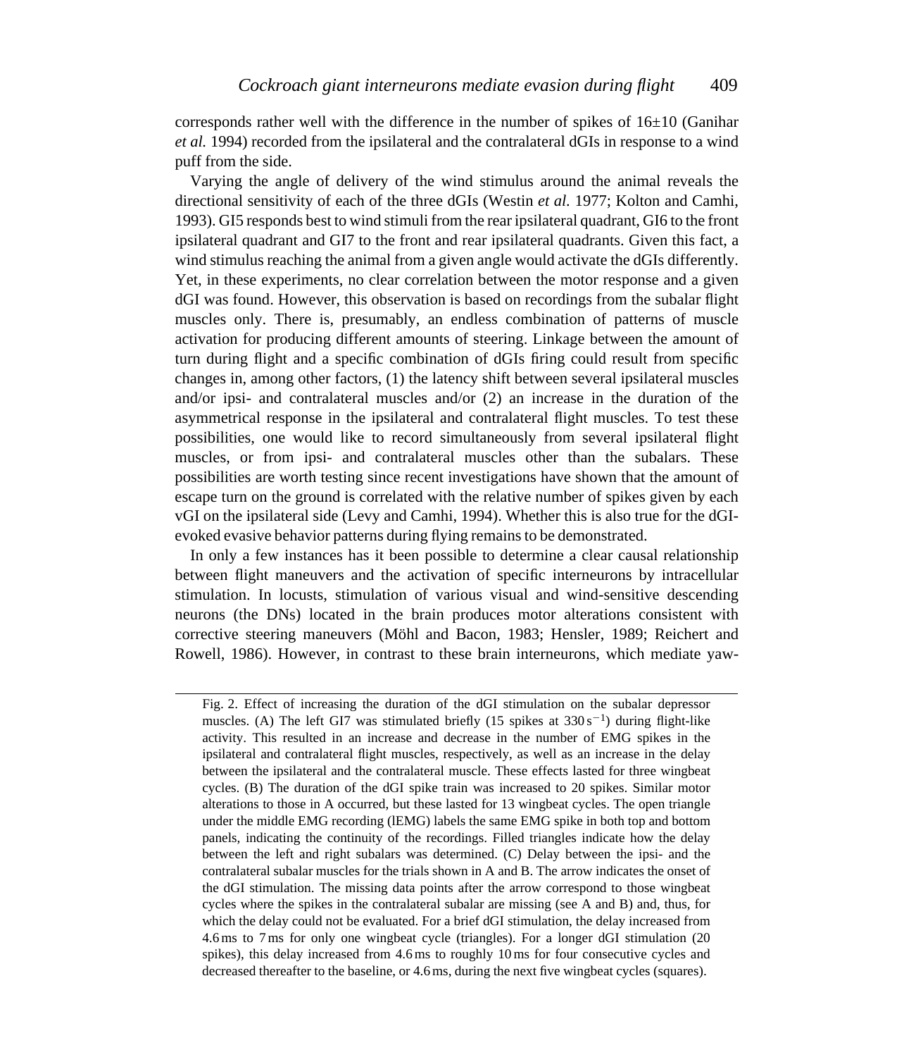corresponds rather well with the difference in the number of spikes of 16±10 (Ganihar *et al.* 1994) recorded from the ipsilateral and the contralateral dGIs in response to a wind puff from the side.

Varying the angle of delivery of the wind stimulus around the animal reveals the directional sensitivity of each of the three dGIs (Westin *et al.* 1977; Kolton and Camhi, 1993). GI5 responds best to wind stimuli from the rear ipsilateral quadrant, GI6 to the front ipsilateral quadrant and GI7 to the front and rear ipsilateral quadrants. Given this fact, a wind stimulus reaching the animal from a given angle would activate the dGIs differently. Yet, in these experiments, no clear correlation between the motor response and a given dGI was found. However, this observation is based on recordings from the subalar flight muscles only. There is, presumably, an endless combination of patterns of muscle activation for producing different amounts of steering. Linkage between the amount of turn during flight and a specific combination of dGIs firing could result from specific changes in, among other factors, (1) the latency shift between several ipsilateral muscles and/or ipsi- and contralateral muscles and/or (2) an increase in the duration of the asymmetrical response in the ipsilateral and contralateral flight muscles. To test these possibilities, one would like to record simultaneously from several ipsilateral flight muscles, or from ipsi- and contralateral muscles other than the subalars. These possibilities are worth testing since recent investigations have shown that the amount of escape turn on the ground is correlated with the relative number of spikes given by each vGI on the ipsilateral side (Levy and Camhi, 1994). Whether this is also true for the dGI-evoked evasive behavior patterns during flying remains to be demonstrated.

In only a few instances has it been possible to determine a clear causal relationship between flight maneuvers and the activation of specific interneurons by intracellular stimulation. In locusts, stimulation of various visual and wind-sensitive descending neurons (the DNs) located in the brain produces motor alterations consistent with corrective steering maneuvers (Möhl and Bacon, 1983; Hensler, 1989; Reichert and Rowell, 1986). However, in contrast to these brain interneurons, which mediate yaw-

Fig. 2. Effect of increasing the duration of the dGI stimulation on the subalar depressor muscles. (A) The left GI7 was stimulated briefly (15 spikes at $330\,s^{-1}$) during flight-like activity. This resulted in an increase and decrease in the number of EMG spikes in the ipsilateral and contralateral flight muscles, respectively, as well as an increase in the delay between the ipsilateral and the contralateral muscle. These effects lasted for three wingbeat cycles. (B) The duration of the dGI spike train was increased to 20 spikes. Similar motor alterations to those in A occurred, but these lasted for 13 wingbeat cycles. The open triangle under the middle EMG recording (lEMG) labels the same EMG spike in both top and bottom panels, indicating the continuity of the recordings. Filled triangles indicate how the delay between the left and right subalars was determined. (C) Delay between the ipsi- and the contralateral subalar muscles for the trials shown in A and B. The arrow indicates the onset of the dGI stimulation. The missing data points after the arrow correspond to those wingbeat cycles where the spikes in the contralateral subalar are missing (see A and B) and, thus, for which the delay could not be evaluated. For a brief dGI stimulation, the delay increased from 4.6 ms to 7 ms for only one wingbeat cycle (triangles). For a longer dGI stimulation (20 spikes), this delay increased from 4.6 ms to roughly 10 ms for four consecutive cycles and decreased thereafter to the baseline, or 4.6 ms, during the next five wingbeat cycles (squares).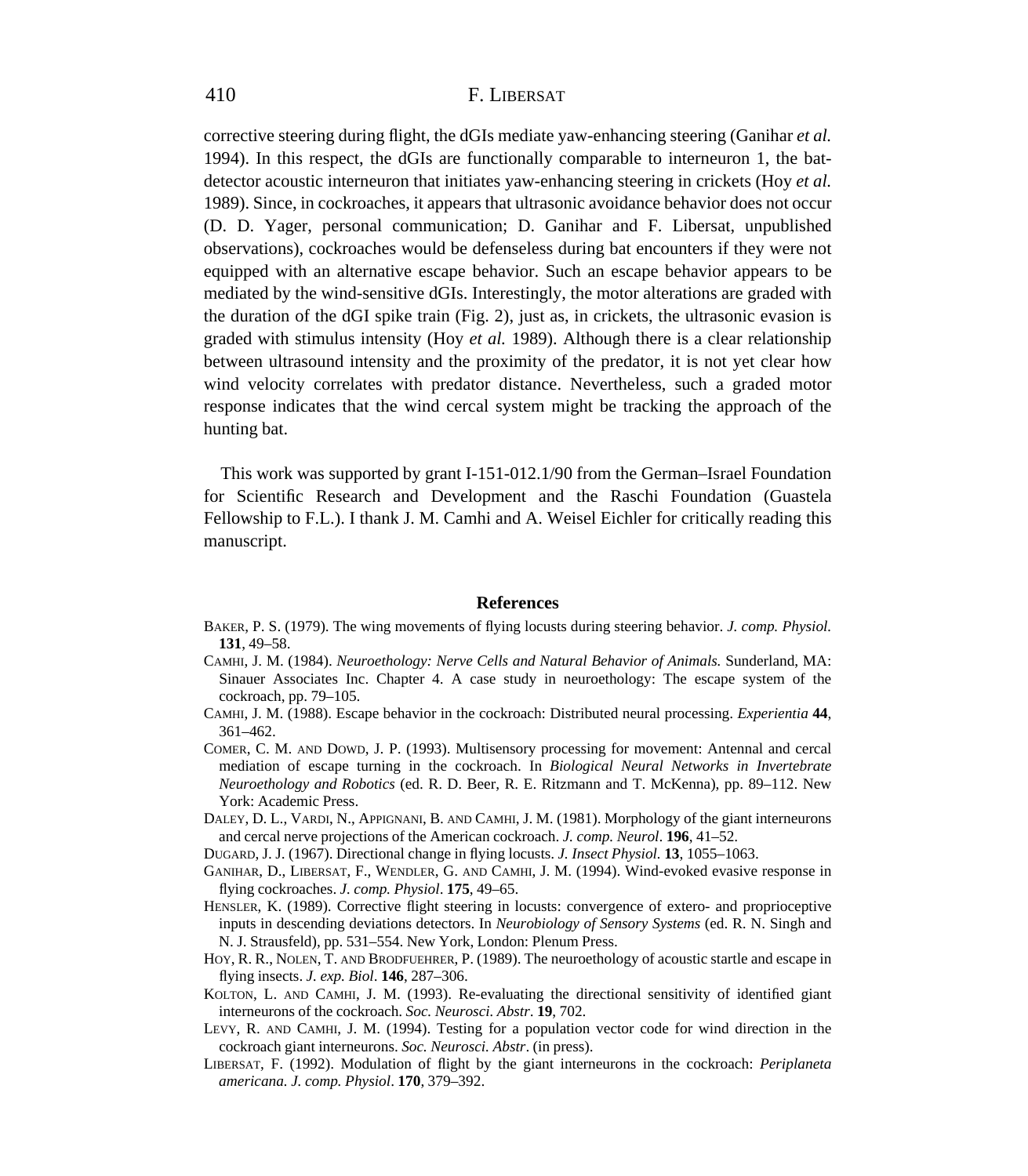corrective steering during flight, the dGIs mediate yaw-enhancing steering (Ganihar *et al.* 1994). In this respect, the dGIs are functionally comparable to interneuron 1, the bat-detector acoustic interneuron that initiates yaw-enhancing steering in crickets (Hoy *et al.* 1989). Since, in cockroaches, it appears that ultrasonic avoidance behavior does not occur (D. D. Yager, personal communication; D. Ganihar and F. Libersat, unpublished observations), cockroaches would be defenseless during bat encounters if they were not equipped with an alternative escape behavior. Such an escape behavior appears to be mediated by the wind-sensitive dGIs. Interestingly, the motor alterations are graded with the duration of the dGI spike train (Fig. 2), just as, in crickets, the ultrasonic evasion is graded with stimulus intensity (Hoy *et al.* 1989). Although there is a clear relationship between ultrasound intensity and the proximity of the predator, it is not yet clear how wind velocity correlates with predator distance. Nevertheless, such a graded motor response indicates that the wind cercal system might be tracking the approach of the hunting bat.

This work was supported by grant I-151-012.1/90 from the German–Israel Foundation for Scientific Research and Development and the Raschi Foundation (Guastela Fellowship to F.L.). I thank J. M. Camhi and A. Weisel Eichler for critically reading this manuscript.

## References

Baker, P. S. (1979). The wing movements of flying locusts during steering behavior. *J. comp. Physiol.* **131**, 49–58.

Camhi, J. M. (1984). *Neuroethology: Nerve Cells and Natural Behavior of Animals.* Sunderland, MA: Sinauer Associates Inc. Chapter 4. A case study in neuroethology: The escape system of the cockroach, pp. 79–105.

Camhi, J. M. (1988). Escape behavior in the cockroach: Distributed neural processing. *Experientia* **44**, 361–462.

Comer, C. M. and Dowd, J. P. (1993). Multisensory processing for movement: Antennal and cercal mediation of escape turning in the cockroach. In *Biological Neural Networks in Invertebrate Neuroethology and Robotics* (ed. R. D. Beer, R. E. Ritzmann and T. McKenna), pp. 89–112. New York: Academic Press.

Daley, D. L., Vardi, N., Appignani, B. and Camhi, J. M. (1981). Morphology of the giant interneurons and cercal nerve projections of the American cockroach. *J. comp. Neurol*. **196**, 41–52.

Dugard, J. J. (1967). Directional change in flying locusts. *J. Insect Physiol.* **13**, 1055–1063.

Ganihar, D., Libersat, F., Wendler, G. and Camhi, J. M. (1994). Wind-evoked evasive response in flying cockroaches. *J. comp. Physiol*. **175**, 49–65.

Hensler, K. (1989). Corrective flight steering in locusts: convergence of extero- and proprioceptive inputs in descending deviations detectors. In *Neurobiology of Sensory Systems* (ed. R. N. Singh and N. J. Strausfeld), pp. 531–554. New York, London: Plenum Press.

Hoy, R. R., Nolen, T. and Brodfuehrer, P. (1989). The neuroethology of acoustic startle and escape in flying insects. *J. exp. Biol*. **146**, 287–306.

Kolton, L. and Camhi, J. M. (1993). Re-evaluating the directional sensitivity of identified giant interneurons of the cockroach. *Soc. Neurosci. Abstr*. **19**, 702.

Levy, R. and Camhi, J. M. (1994). Testing for a population vector code for wind direction in the cockroach giant interneurons. *Soc. Neurosci. Abstr*. (in press).

Libersat, F. (1992). Modulation of flight by the giant interneurons in the cockroach: *Periplaneta americana. J. comp. Physiol*. **170**, 379–392.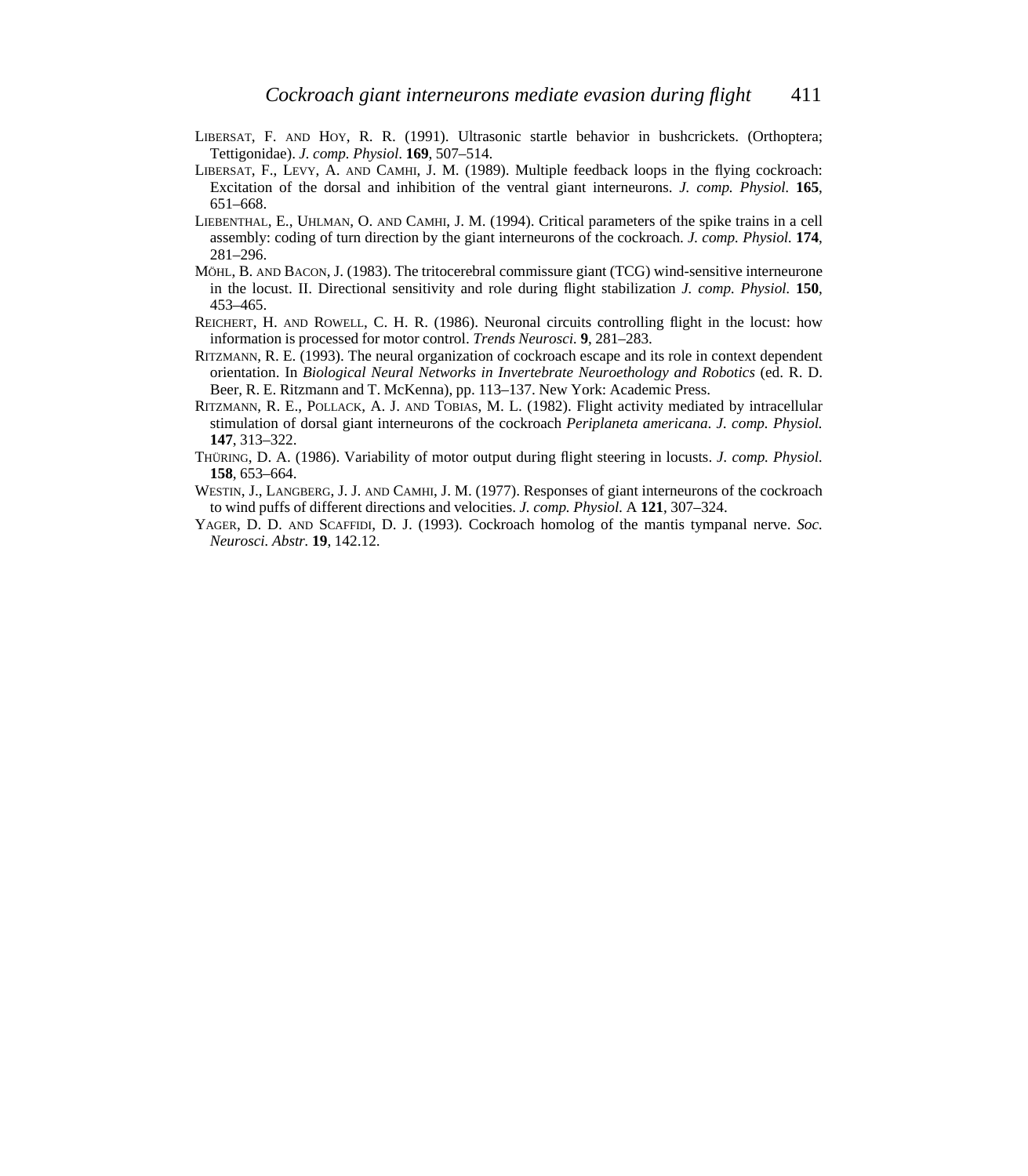LIBERSAT, F. AND HOY, R. R. (1991). Ultrasonic startle behavior in bushcrickets. (Orthoptera; Tettigonidae). *J. comp. Physiol.* **169**, 507–514.

LIBERSAT, F., LEVY, A. AND CAMHI, J. M. (1989). Multiple feedback loops in the flying cockroach: Excitation of the dorsal and inhibition of the ventral giant interneurons. *J. comp. Physiol.* **165**, 651–668.

LIEBENTHAL, E., UHLMAN, O. AND CAMHI, J. M. (1994). Critical parameters of the spike trains in a cell assembly: coding of turn direction by the giant interneurons of the cockroach. *J. comp. Physiol.* **174**, 281–296.

MÖHL, B. AND BACON, J. (1983). The tritocerebral commissure giant (TCG) wind-sensitive interneurone in the locust. II. Directional sensitivity and role during flight stabilization *J. comp. Physiol.* **150**, 453–465.

REICHERT, H. AND ROWELL, C. H. R. (1986). Neuronal circuits controlling flight in the locust: how information is processed for motor control. *Trends Neurosci.* **9**, 281–283.

RITZMANN, R. E. (1993). The neural organization of cockroach escape and its role in context dependent orientation. In *Biological Neural Networks in Invertebrate Neuroethology and Robotics* (ed. R. D. Beer, R. E. Ritzmann and T. McKenna), pp. 113–137. New York: Academic Press.

RITZMANN, R. E., POLLACK, A. J. AND TOBIAS, M. L. (1982). Flight activity mediated by intracellular stimulation of dorsal giant interneurons of the cockroach *Periplaneta americana*. *J. comp. Physiol.* **147**, 313–322.

THÜRING, D. A. (1986). Variability of motor output during flight steering in locusts. *J. comp. Physiol.* **158**, 653–664.

WESTIN, J., LANGBERG, J. J. AND CAMHI, J. M. (1977). Responses of giant interneurons of the cockroach to wind puffs of different directions and velocities. *J. comp. Physiol.* A **121**, 307–324.

YAGER, D. D. AND SCAFFIDI, D. J. (1993). Cockroach homolog of the mantis tympanal nerve. *Soc. Neurosci. Abstr.* **19**, 142.12.